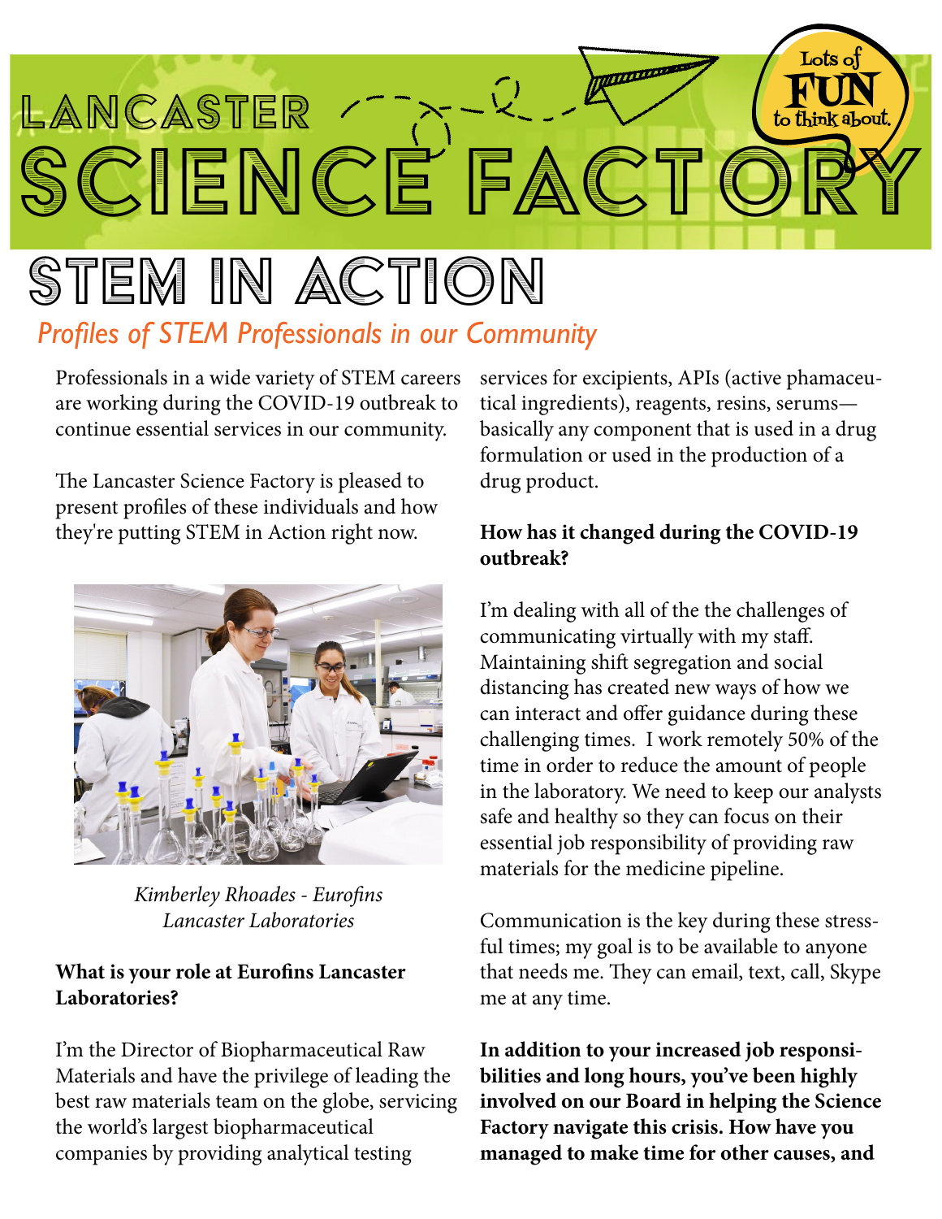# Lancaster Science Factory

Lots of FUN to think about.

## STEM in Action

*Profiles of STEM Professionals in our Community*

Professionals in a wide variety of STEM careers are working during the COVID-19 outbreak to continue essential services in our community.

The Lancaster Science Factory is pleased to present profiles of these individuals and how they're putting STEM in Action right now.

*Kimberley Rhoades - Eurofins Lancaster Laboratories*

**What is your role at Eurofins Lancaster Laboratories?**

I'm the Director of Biopharmaceutical Raw Materials and have the privilege of leading the best raw materials team on the globe, servicing the world's largest biopharmaceutical companies by providing analytical testing services for excipients, APIs (active phamaceutical ingredients), reagents, resins, serums—basically any component that is used in a drug formulation or used in the production of a drug product.

**How has it changed during the COVID-19 outbreak?**

I'm dealing with all of the the challenges of communicating virtually with my staff. Maintaining shift segregation and social distancing has created new ways of how we can interact and offer guidance during these challenging times. I work remotely 50% of the time in order to reduce the amount of people in the laboratory. We need to keep our analysts safe and healthy so they can focus on their essential job responsibility of providing raw materials for the medicine pipeline.

Communication is the key during these stressful times; my goal is to be available to anyone that needs me. They can email, text, call, Skype me at any time.

**In addition to your increased job responsibilities and long hours, you've been highly involved on our Board in helping the Science Factory navigate this crisis. How have you managed to make time for other causes, and**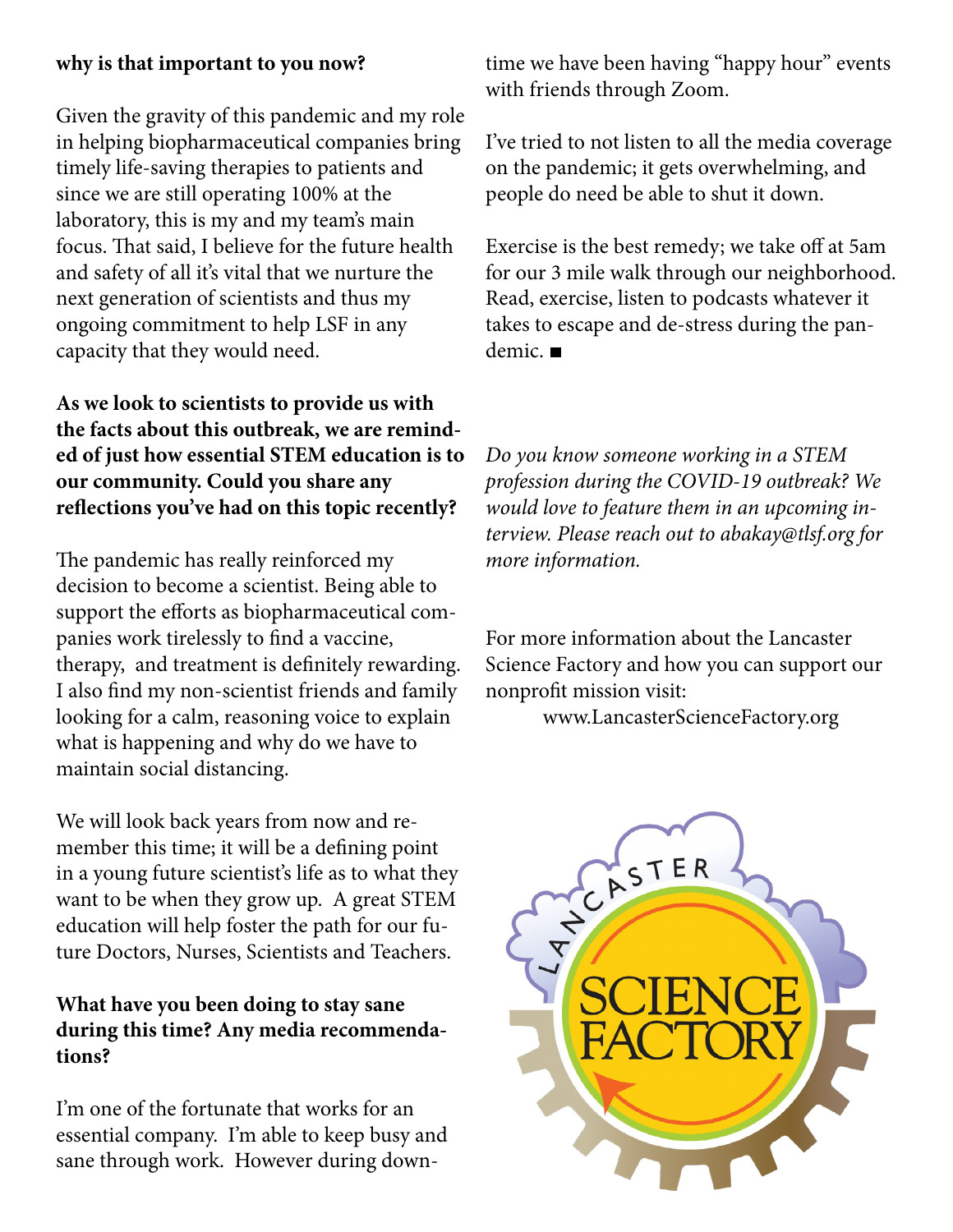**why is that important to you now?**

Given the gravity of this pandemic and my role in helping biopharmaceutical companies bring timely life-saving therapies to patients and since we are still operating 100% at the laboratory, this is my and my team's main focus. That said, I believe for the future health and safety of all it's vital that we nurture the next generation of scientists and thus my ongoing commitment to help LSF in any capacity that they would need.

**As we look to scientists to provide us with the facts about this outbreak, we are reminded of just how essential STEM education is to our community. Could you share any reflections you've had on this topic recently?**

The pandemic has really reinforced my decision to become a scientist. Being able to support the efforts as biopharmaceutical companies work tirelessly to find a vaccine, therapy, and treatment is definitely rewarding. I also find my non-scientist friends and family looking for a calm, reasoning voice to explain what is happening and why do we have to maintain social distancing.

We will look back years from now and remember this time; it will be a defining point in a young future scientist's life as to what they want to be when they grow up. A great STEM education will help foster the path for our future Doctors, Nurses, Scientists and Teachers.

**What have you been doing to stay sane during this time? Any media recommendations?**

I'm one of the fortunate that works for an essential company. I'm able to keep busy and sane through work. However during downtime we have been having "happy hour" events with friends through Zoom.

I've tried to not listen to all the media coverage on the pandemic; it gets overwhelming, and people do need be able to shut it down.

Exercise is the best remedy; we take off at 5am for our 3 mile walk through our neighborhood. Read, exercise, listen to podcasts whatever it takes to escape and de-stress during the pandemic. ■

*Do you know someone working in a STEM profession during the COVID-19 outbreak? We would love to feature them in an upcoming interview. Please reach out to abakay@tlsf.org for more information.*

For more information about the Lancaster Science Factory and how you can support our nonprofit mission visit:

www.LancasterScienceFactory.org

LANCASTER SCIENCE FACTORY